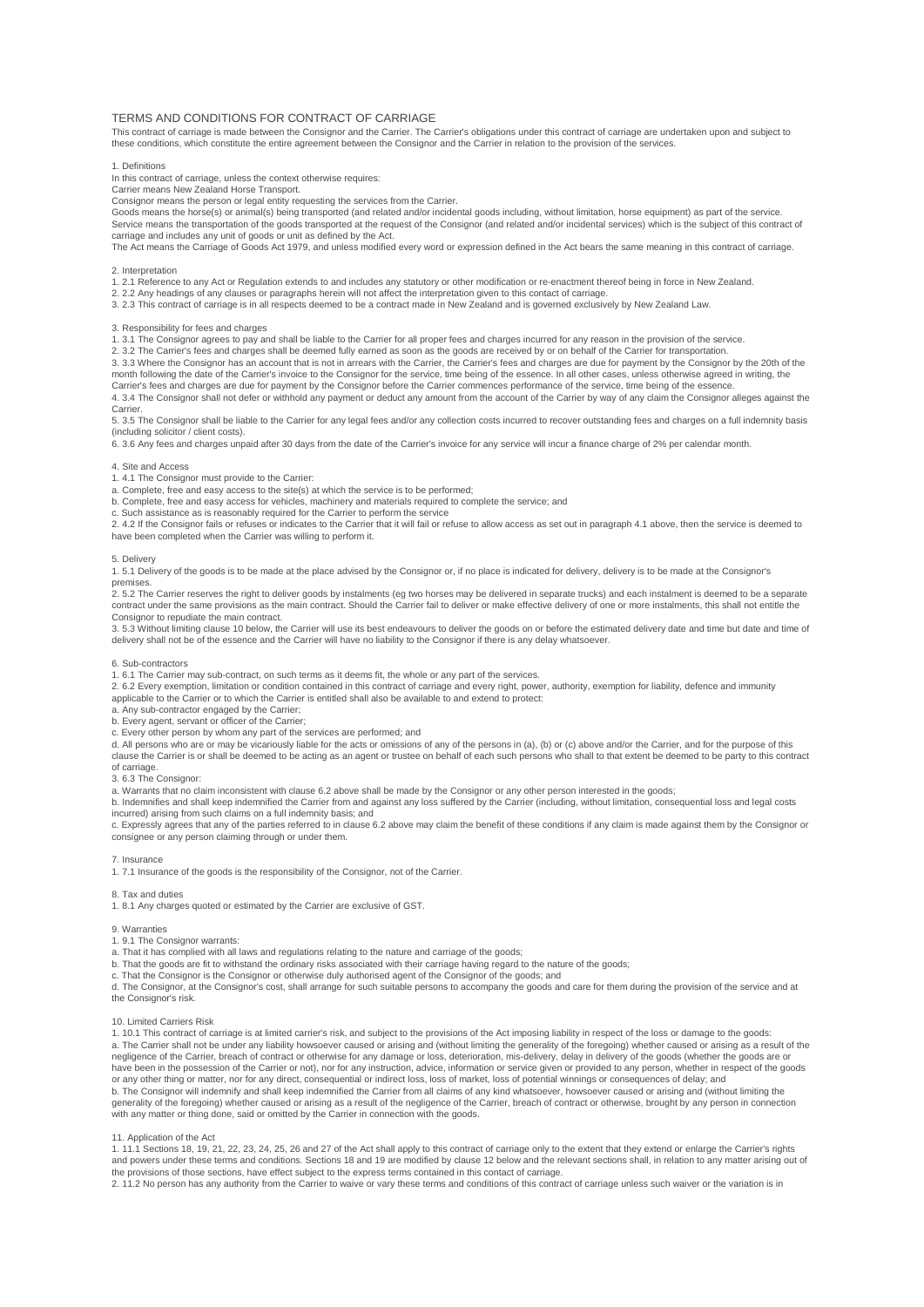# TERMS AND CONDITIONS FOR CONTRACT OF CARRIAGE

This contract of carriage is made between the Consignor and the Carrier. The Carrier's obligations under this contract of carriage are undertaken upon and subject to these conditions, which constitute the entire agreement between the Consignor and the Carrier in relation to the provision of the services.

## 1. Definitions

In this contract of carriage, unless the context otherwise requires:

Carrier means New Zealand Horse Transport.

Consignor means the person or legal entity requesting the services from the Carrier.

Goods means the horse(s) or animal(s) being transported (and related and/or incidental goods including, without limitation, horse equipment) as part of the service.

Service means the transportation of the goods transported at the request of the Consignor (and related and/or incidental services) which is the subject of this contract of carriage and includes any unit of goods or unit as defined by the Act.

The Act means the Carriage of Goods Act 1979, and unless modified every word or expression defined in the Act bears the same meaning in this contract of carriage.

## 2. Interpretation

1. 2.1 Reference to any Act or Regulation extends to and includes any statutory or other modification or re-enactment thereof being in force in New Zealand.
2. 2.2 Any headings of any clauses or paragraphs herein will not affect the interpretation given to this contact of carriage.
3. 2.3 This contract of carriage is in all respects deemed to be a contract made in New Zealand and is governed exclusively by New Zealand Law.

## 3. Responsibility for fees and charges

1. 3.1 The Consignor agrees to pay and shall be liable to the Carrier for all proper fees and charges incurred for any reason in the provision of the service.
2. 3.2 The Carrier's fees and charges shall be deemed fully earned as soon as the goods are received by or on behalf of the Carrier for transportation.
3. 3.3 Where the Consignor has an account that is not in arrears with the Carrier, the Carrier's fees and charges are due for payment by the Consignor by the 20th of the month following the date of the Carrier's invoice to the Consignor for the service, time being of the essence. In all other cases, unless otherwise agreed in writing, the Carrier's fees and charges are due for payment by the Consignor before the Carrier commences performance of the service, time being of the essence.
4. 3.4 The Consignor shall not defer or withhold any payment or deduct any amount from the account of the Carrier by way of any claim the Consignor alleges against the Carrier.
5. 3.5 The Consignor shall be liable to the Carrier for any legal fees and/or any collection costs incurred to recover outstanding fees and charges on a full indemnity basis (including solicitor / client costs).
6. 3.6 Any fees and charges unpaid after 30 days from the date of the Carrier's invoice for any service will incur a finance charge of 2% per calendar month.

## 4. Site and Access

1. 4.1 The Consignor must provide to the Carrier:

a. Complete, free and easy access to the site(s) at which the service is to be performed;

b. Complete, free and easy access for vehicles, machinery and materials required to complete the service; and

c. Such assistance as is reasonably required for the Carrier to perform the service

2. 4.2 If the Consignor fails or refuses or indicates to the Carrier that it will fail or refuse to allow access as set out in paragraph 4.1 above, then the service is deemed to have been completed when the Carrier was willing to perform it.

## 5. Delivery

1. 5.1 Delivery of the goods is to be made at the place advised by the Consignor or, if no place is indicated for delivery, delivery is to be made at the Consignor's premises.
2. 5.2 The Carrier reserves the right to deliver goods by instalments (eg two horses may be delivered in separate trucks) and each instalment is deemed to be a separate contract under the same provisions as the main contract. Should the Carrier fail to deliver or make effective delivery of one or more instalments, this shall not entitle the Consignor to repudiate the main contract.
3. 5.3 Without limiting clause 10 below, the Carrier will use its best endeavours to deliver the goods on or before the estimated delivery date and time but date and time of delivery shall not be of the essence and the Carrier will have no liability to the Consignor if there is any delay whatsoever.

## 6. Sub-contractors

1. 6.1 The Carrier may sub-contract, on such terms as it deems fit, the whole or any part of the services.
2. 6.2 Every exemption, limitation or condition contained in this contract of carriage and every right, power, authority, exemption for liability, defence and immunity applicable to the Carrier or to which the Carrier is entitled shall also be available to and extend to protect:

a. Any sub-contractor engaged by the Carrier;

b. Every agent, servant or officer of the Carrier;

c. Every other person by whom any part of the services are performed; and

d. All persons who are or may be vicariously liable for the acts or omissions of any of the persons in (a), (b) or (c) above and/or the Carrier, and for the purpose of this clause the Carrier is or shall be deemed to be acting as an agent or trustee on behalf of each such persons who shall to that extent be deemed to be party to this contract of carriage.

3. 6.3 The Consignor:

a. Warrants that no claim inconsistent with clause 6.2 above shall be made by the Consignor or any other person interested in the goods;

b. Indemnifies and shall keep indemnified the Carrier from and against any loss suffered by the Carrier (including, without limitation, consequential loss and legal costs incurred) arising from such claims on a full indemnity basis; and

c. Expressly agrees that any of the parties referred to in clause 6.2 above may claim the benefit of these conditions if any claim is made against them by the Consignor or consignee or any person claiming through or under them.

## 7. Insurance

1. 7.1 Insurance of the goods is the responsibility of the Consignor, not of the Carrier.

## 8. Tax and duties

1. 8.1 Any charges quoted or estimated by the Carrier are exclusive of GST.

## 9. Warranties

1. 9.1 The Consignor warrants:

a. That it has complied with all laws and regulations relating to the nature and carriage of the goods;

b. That the goods are fit to withstand the ordinary risks associated with their carriage having regard to the nature of the goods;

c. That the Consignor is the Consignor or otherwise duly authorised agent of the Consignor of the goods; and

d. The Consignor, at the Consignor's cost, shall arrange for such suitable persons to accompany the goods and care for them during the provision of the service and at the Consignor's risk.

## 10. Limited Carriers Risk

1. 10.1 This contract of carriage is at limited carrier's risk, and subject to the provisions of the Act imposing liability in respect of the loss or damage to the goods:

a. The Carrier shall not be under any liability howsoever caused or arising and (without limiting the generality of the foregoing) whether caused or arising as a result of the negligence of the Carrier, breach of contract or otherwise for any damage or loss, deterioration, mis-delivery, delay in delivery of the goods (whether the goods are or have been in the possession of the Carrier or not), nor for any instruction, advice, information or service given or provided to any person, whether in respect of the goods or any other thing or matter, nor for any direct, consequential or indirect loss, loss of market, loss of potential winnings or consequences of delay; and

b. The Consignor will indemnify and shall keep indemnified the Carrier from all claims of any kind whatsoever, howsoever caused or arising and (without limiting the generality of the foregoing) whether caused or arising as a result of the negligence of the Carrier, breach of contract or otherwise, brought by any person in connection with any matter or thing done, said or omitted by the Carrier in connection with the goods.

## 11. Application of the Act

1. 11.1 Sections 18, 19, 21, 22, 23, 24, 25, 26 and 27 of the Act shall apply to this contract of carriage only to the extent that they extend or enlarge the Carrier's rights and powers under these terms and conditions. Sections 18 and 19 are modified by clause 12 below and the relevant sections shall, in relation to any matter arising out of the provisions of those sections, have effect subject to the express terms contained in this contact of carriage.
2. 11.2 No person has any authority from the Carrier to waive or vary these terms and conditions of this contract of carriage unless such waiver or the variation is in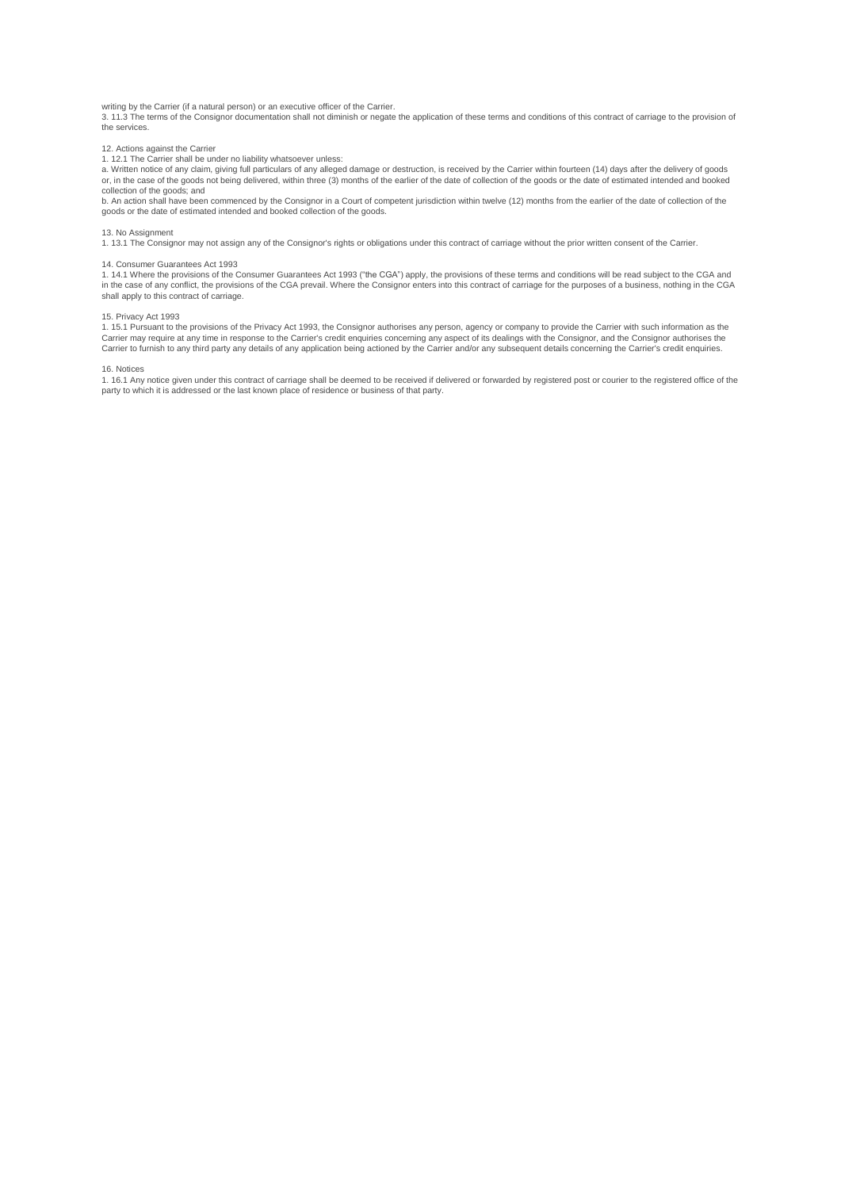writing by the Carrier (if a natural person) or an executive officer of the Carrier.

3. 11.3 The terms of the Consignor documentation shall not diminish or negate the application of these terms and conditions of this contract of carriage to the provision of the services.

12. Actions against the Carrier

1. 12.1 The Carrier shall be under no liability whatsoever unless:

a. Written notice of any claim, giving full particulars of any alleged damage or destruction, is received by the Carrier within fourteen (14) days after the delivery of goods or, in the case of the goods not being delivered, within three (3) months of the earlier of the date of collection of the goods or the date of estimated intended and booked collection of the goods; and

b. An action shall have been commenced by the Consignor in a Court of competent jurisdiction within twelve (12) months from the earlier of the date of collection of the goods or the date of estimated intended and booked collection of the goods.

13. No Assignment

1. 13.1 The Consignor may not assign any of the Consignor's rights or obligations under this contract of carriage without the prior written consent of the Carrier.

14. Consumer Guarantees Act 1993

1. 14.1 Where the provisions of the Consumer Guarantees Act 1993 ("the CGA") apply, the provisions of these terms and conditions will be read subject to the CGA and in the case of any conflict, the provisions of the CGA prevail. Where the Consignor enters into this contract of carriage for the purposes of a business, nothing in the CGA shall apply to this contract of carriage.

15. Privacy Act 1993

1. 15.1 Pursuant to the provisions of the Privacy Act 1993, the Consignor authorises any person, agency or company to provide the Carrier with such information as the Carrier may require at any time in response to the Carrier's credit enquiries concerning any aspect of its dealings with the Consignor, and the Consignor authorises the Carrier to furnish to any third party any details of any application being actioned by the Carrier and/or any subsequent details concerning the Carrier's credit enquiries.

16. Notices

1. 16.1 Any notice given under this contract of carriage shall be deemed to be received if delivered or forwarded by registered post or courier to the registered office of the party to which it is addressed or the last known place of residence or business of that party.